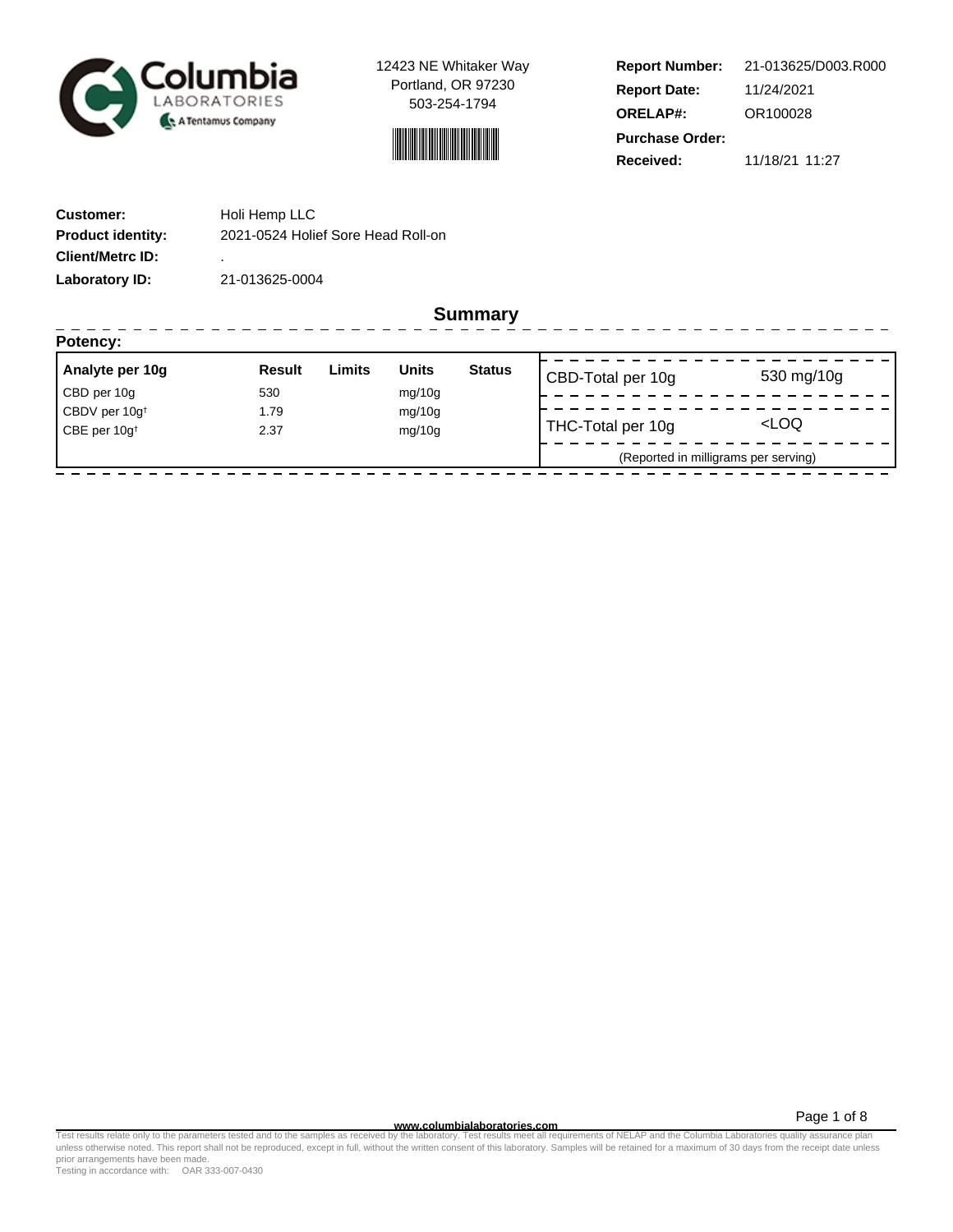Columbia Laboratories — A Tentamus Company

12423 NE Whitaker Way
Portland, OR 97230
503-254-1794

**Report Number:** 21-013625/D003.R000
**Report Date:** 11/24/2021
**ORELAP#:** OR100028
**Purchase Order:**
**Received:** 11/18/21 11:27

**Customer:** Holi Hemp LLC
**Product identity:** 2021-0524 Holief Sore Head Roll-on
**Client/Metrc ID:** .
**Laboratory ID:** 21-013625-0004

## Summary

### Potency:

| Analyte per 10g | Result | Limits | Units | Status |
|---|---|---|---|---|
| CBD per 10g | 530 | | mg/10g | |
| CBDV per 10g† | 1.79 | | mg/10g | |
| CBE per 10g† | 2.37 | | mg/10g | |

| | |
|---|---|
| CBD-Total per 10g | 530 mg/10g |
| THC-Total per 10g | <LOQ |

(Reported in milligrams per serving)

www.columbialaboratories.com

Test results relate only to the parameters tested and to the samples as received by the laboratory. Test results meet all requirements of NELAP and the Columbia Laboratories quality assurance plan unless otherwise noted. This report shall not be reproduced, except in full, without the written consent of this laboratory. Samples will be retained for a maximum of 30 days from the receipt date unless prior arrangements have been made.
Testing in accordance with: OAR 333-007-0430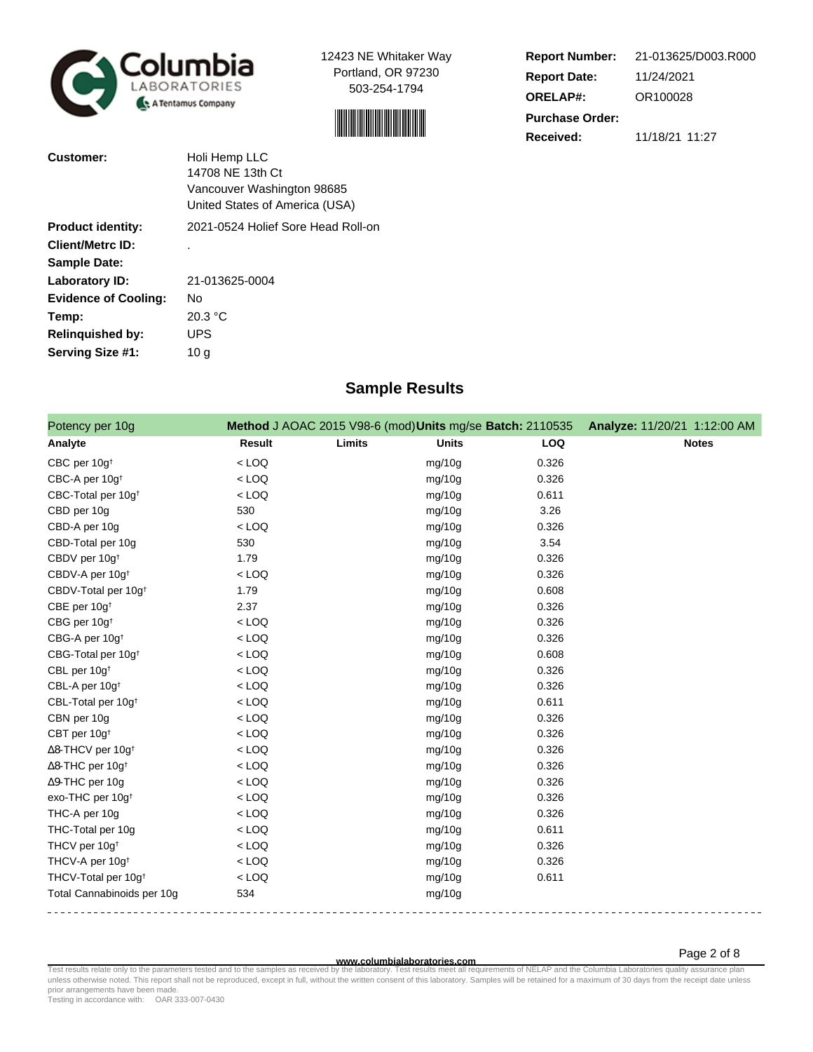Columbia Laboratories — A Tentamus Company

12423 NE Whitaker Way
Portland, OR 97230
503-254-1794

| | |
|---|---|
| **Report Number:** | 21-013625/D003.R000 |
| **Report Date:** | 11/24/2021 |
| **ORELAP#:** | OR100028 |
| **Purchase Order:** | |
| **Received:** | 11/18/21 11:27 |

| | |
|---|---|
| **Customer:** | Holi Hemp LLC<br>14708 NE 13th Ct<br>Vancouver Washington 98685<br>United States of America (USA) |
| **Product identity:** | 2021-0524 Holief Sore Head Roll-on |
| **Client/Metrc ID:** | . |
| **Sample Date:** | |
| **Laboratory ID:** | 21-013625-0004 |
| **Evidence of Cooling:** | No |
| **Temp:** | 20.3 °C |
| **Relinquished by:** | UPS |
| **Serving Size #1:** | 10 g |

## Sample Results

Potency per 10g — **Method** J AOAC 2015 V98-6 (mod) **Units** mg/se **Batch:** 2110535 **Analyze:** 11/20/21 1:12:00 AM

| Analyte | Result | Limits | Units | LOQ | Notes |
|---|---|---|---|---|---|
| CBC per 10g† | < LOQ | | mg/10g | 0.326 | |
| CBC-A per 10g† | < LOQ | | mg/10g | 0.326 | |
| CBC-Total per 10g† | < LOQ | | mg/10g | 0.611 | |
| CBD per 10g | 530 | | mg/10g | 3.26 | |
| CBD-A per 10g | < LOQ | | mg/10g | 0.326 | |
| CBD-Total per 10g | 530 | | mg/10g | 3.54 | |
| CBDV per 10g† | 1.79 | | mg/10g | 0.326 | |
| CBDV-A per 10g† | < LOQ | | mg/10g | 0.326 | |
| CBDV-Total per 10g† | 1.79 | | mg/10g | 0.608 | |
| CBE per 10g† | 2.37 | | mg/10g | 0.326 | |
| CBG per 10g† | < LOQ | | mg/10g | 0.326 | |
| CBG-A per 10g† | < LOQ | | mg/10g | 0.326 | |
| CBG-Total per 10g† | < LOQ | | mg/10g | 0.608 | |
| CBL per 10g† | < LOQ | | mg/10g | 0.326 | |
| CBL-A per 10g† | < LOQ | | mg/10g | 0.326 | |
| CBL-Total per 10g† | < LOQ | | mg/10g | 0.611 | |
| CBN per 10g | < LOQ | | mg/10g | 0.326 | |
| CBT per 10g† | < LOQ | | mg/10g | 0.326 | |
| Δ8-THCV per 10g† | < LOQ | | mg/10g | 0.326 | |
| Δ8-THC per 10g† | < LOQ | | mg/10g | 0.326 | |
| Δ9-THC per 10g | < LOQ | | mg/10g | 0.326 | |
| exo-THC per 10g† | < LOQ | | mg/10g | 0.326 | |
| THC-A per 10g | < LOQ | | mg/10g | 0.326 | |
| THC-Total per 10g | < LOQ | | mg/10g | 0.611 | |
| THCV per 10g† | < LOQ | | mg/10g | 0.326 | |
| THCV-A per 10g† | < LOQ | | mg/10g | 0.326 | |
| THCV-Total per 10g† | < LOQ | | mg/10g | 0.611 | |
| Total Cannabinoids per 10g | 534 | | mg/10g | | |

www.columbialaboratories.com

Test results relate only to the parameters tested and to the samples as received by the laboratory. Test results meet all requirements of NELAP and the Columbia Laboratories quality assurance plan unless otherwise noted. This report shall not be reproduced, except in full, without the written consent of this laboratory. Samples will be retained for a maximum of 30 days from the receipt date unless prior arrangements have been made.
Testing in accordance with: OAR 333-007-0430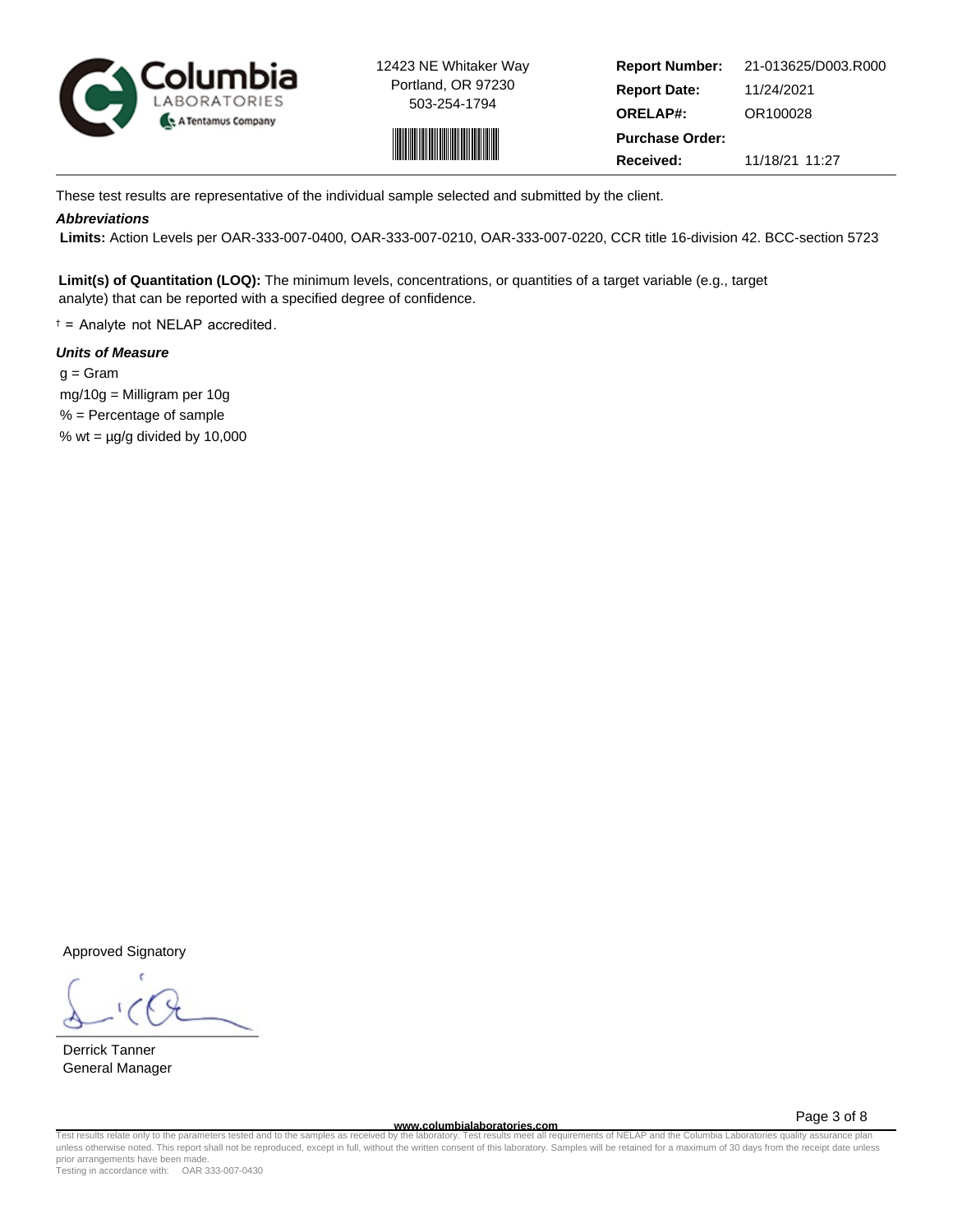Columbia LABORATORIES A Tentamus Company

12423 NE Whitaker Way
Portland, OR 97230
503-254-1794

| | |
|---|---|
| **Report Number:** | 21-013625/D003.R000 |
| **Report Date:** | 11/24/2021 |
| **ORELAP#:** | OR100028 |
| **Purchase Order:** | |
| **Received:** | 11/18/21 11:27 |

These test results are representative of the individual sample selected and submitted by the client.

***Abbreviations***

**Limits:** Action Levels per OAR-333-007-0400, OAR-333-007-0210, OAR-333-007-0220, CCR title 16-division 42. BCC-section 5723

**Limit(s) of Quantitation (LOQ):** The minimum levels, concentrations, or quantities of a target variable (e.g., target analyte) that can be reported with a specified degree of confidence.

† = Analyte not NELAP accredited.

***Units of Measure***

g = Gram
mg/10g = Milligram per 10g
% = Percentage of sample
% wt = µg/g divided by 10,000

Approved Signatory

Derrick Tanner
General Manager

www.columbialaboratories.com

Test results relate only to the parameters tested and to the samples as received by the laboratory. Test results meet all requirements of NELAP and the Columbia Laboratories quality assurance plan unless otherwise noted. This report shall not be reproduced, except in full, without the written consent of this laboratory. Samples will be retained for a maximum of 30 days from the receipt date unless prior arrangements have been made.
Testing in accordance with: OAR 333-007-0430